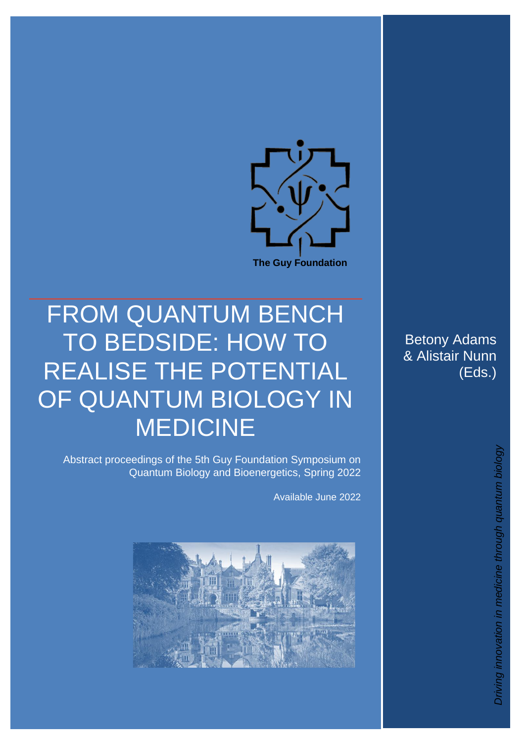The Guy Foundation

# FROM QUANTUM BENCH TO BEDSIDE: HOW TO REALISE THE POTENTIAL OF QUANTUM BIOLOGY IN MEDICINE

Abstract proceedings of the 5th Guy Foundation Symposium on Quantum Biology and Bioenergetics, Spring 2022

Available June 2022

Betony Adams & Alistair Nunn (Eds.)

*Driving innovation in medicine through quantum biology*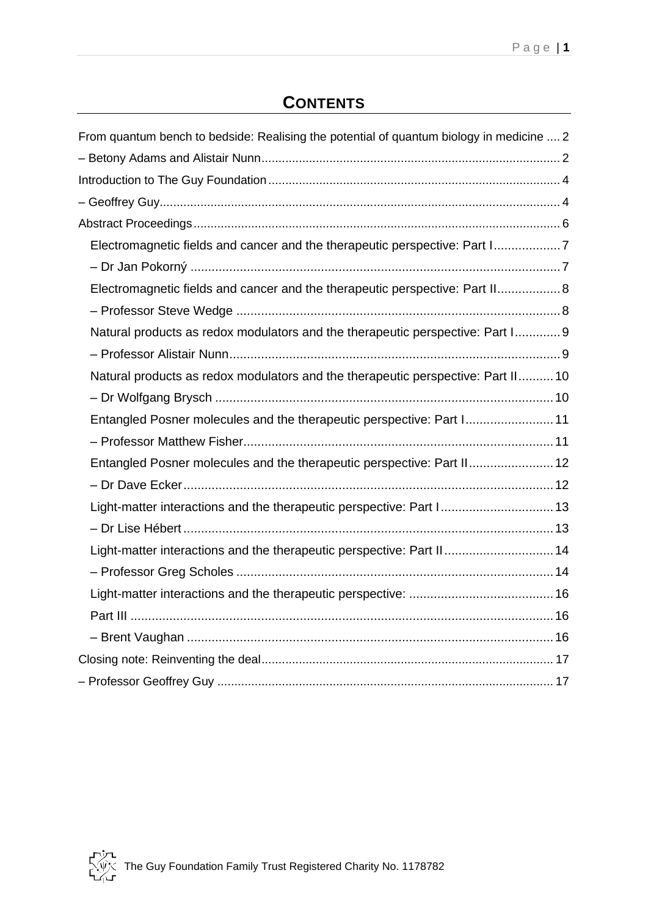# CONTENTS

From quantum bench to bedside: Realising the potential of quantum biology in medicine .... 2

– Betony Adams and Alistair Nunn .... 2

Introduction to The Guy Foundation .... 4

– Geoffrey Guy .... 4

Abstract Proceedings .... 6

- Electromagnetic fields and cancer and the therapeutic perspective: Part I .... 7
- – Dr Jan Pokorný .... 7
- Electromagnetic fields and cancer and the therapeutic perspective: Part II .... 8
- – Professor Steve Wedge .... 8
- Natural products as redox modulators and the therapeutic perspective: Part I .... 9
- – Professor Alistair Nunn .... 9
- Natural products as redox modulators and the therapeutic perspective: Part II .... 10
- – Dr Wolfgang Brysch .... 10
- Entangled Posner molecules and the therapeutic perspective: Part I .... 11
- – Professor Matthew Fisher .... 11
- Entangled Posner molecules and the therapeutic perspective: Part II .... 12
- – Dr Dave Ecker .... 12
- Light-matter interactions and the therapeutic perspective: Part I .... 13
- – Dr Lise Hébert .... 13
- Light-matter interactions and the therapeutic perspective: Part II .... 14
- – Professor Greg Scholes .... 14
- Light-matter interactions and the therapeutic perspective: .... 16
- Part III .... 16
- – Brent Vaughan .... 16

Closing note: Reinventing the deal .... 17

– Professor Geoffrey Guy .... 17

The Guy Foundation Family Trust Registered Charity No. 1178782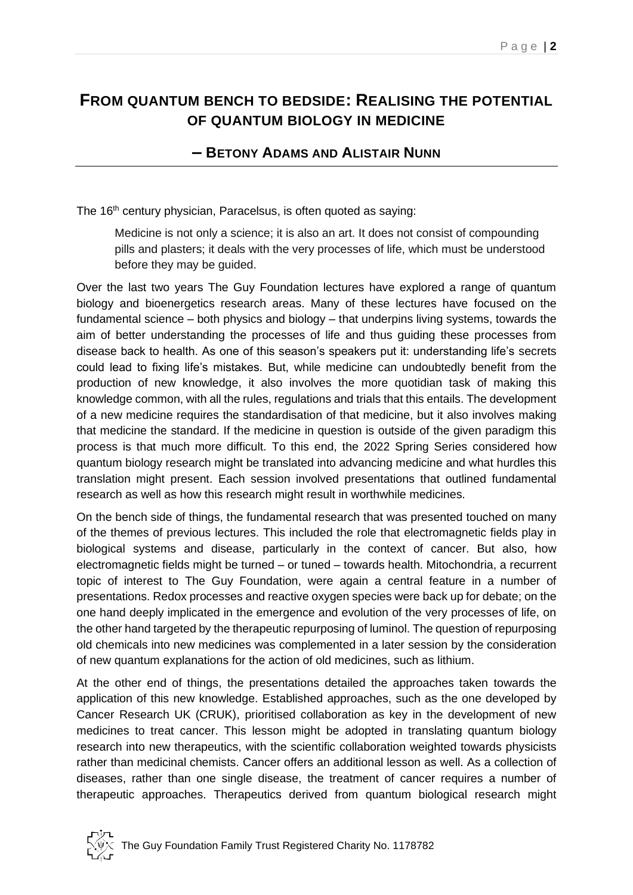# From quantum bench to bedside: Realising the potential of quantum biology in medicine

## – Betony Adams and Alistair Nunn

The 16th century physician, Paracelsus, is often quoted as saying:

> Medicine is not only a science; it is also an art. It does not consist of compounding pills and plasters; it deals with the very processes of life, which must be understood before they may be guided.

Over the last two years The Guy Foundation lectures have explored a range of quantum biology and bioenergetics research areas. Many of these lectures have focused on the fundamental science – both physics and biology – that underpins living systems, towards the aim of better understanding the processes of life and thus guiding these processes from disease back to health. As one of this season's speakers put it: understanding life's secrets could lead to fixing life's mistakes. But, while medicine can undoubtedly benefit from the production of new knowledge, it also involves the more quotidian task of making this knowledge common, with all the rules, regulations and trials that this entails. The development of a new medicine requires the standardisation of that medicine, but it also involves making that medicine the standard. If the medicine in question is outside of the given paradigm this process is that much more difficult. To this end, the 2022 Spring Series considered how quantum biology research might be translated into advancing medicine and what hurdles this translation might present. Each session involved presentations that outlined fundamental research as well as how this research might result in worthwhile medicines.

On the bench side of things, the fundamental research that was presented touched on many of the themes of previous lectures. This included the role that electromagnetic fields play in biological systems and disease, particularly in the context of cancer. But also, how electromagnetic fields might be turned – or tuned – towards health. Mitochondria, a recurrent topic of interest to The Guy Foundation, were again a central feature in a number of presentations. Redox processes and reactive oxygen species were back up for debate; on the one hand deeply implicated in the emergence and evolution of the very processes of life, on the other hand targeted by the therapeutic repurposing of luminol. The question of repurposing old chemicals into new medicines was complemented in a later session by the consideration of new quantum explanations for the action of old medicines, such as lithium.

At the other end of things, the presentations detailed the approaches taken towards the application of this new knowledge. Established approaches, such as the one developed by Cancer Research UK (CRUK), prioritised collaboration as key in the development of new medicines to treat cancer. This lesson might be adopted in translating quantum biology research into new therapeutics, with the scientific collaboration weighted towards physicists rather than medicinal chemists. Cancer offers an additional lesson as well. As a collection of diseases, rather than one single disease, the treatment of cancer requires a number of therapeutic approaches. Therapeutics derived from quantum biological research might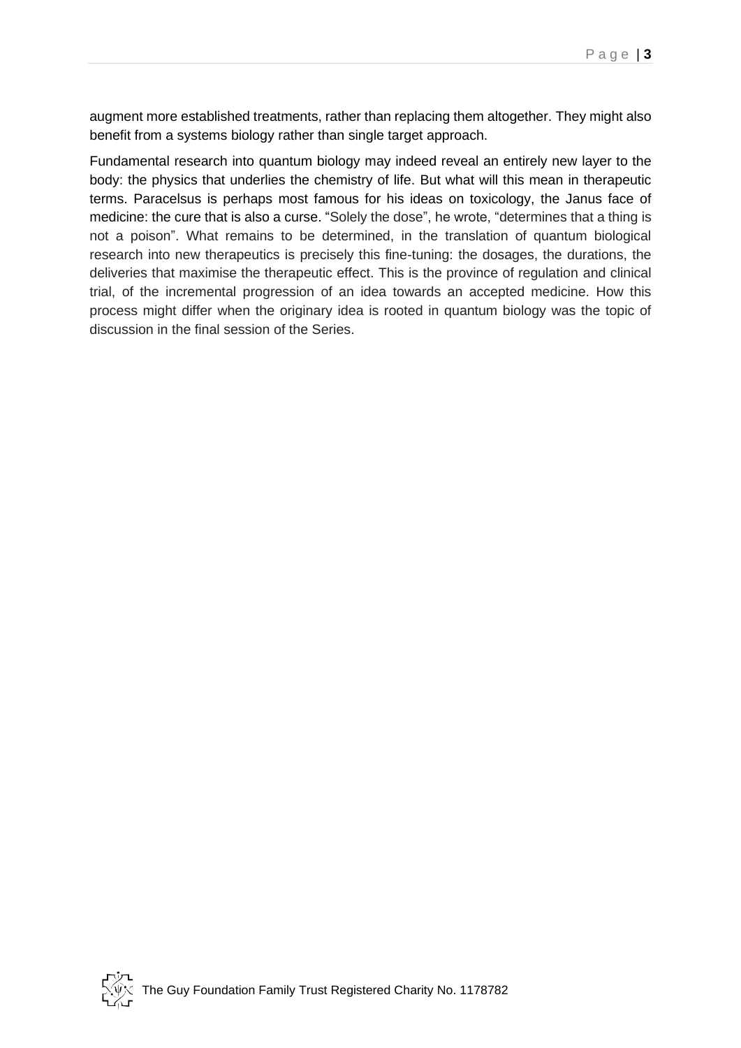augment more established treatments, rather than replacing them altogether. They might also benefit from a systems biology rather than single target approach.

Fundamental research into quantum biology may indeed reveal an entirely new layer to the body: the physics that underlies the chemistry of life. But what will this mean in therapeutic terms. Paracelsus is perhaps most famous for his ideas on toxicology, the Janus face of medicine: the cure that is also a curse. "Solely the dose", he wrote, "determines that a thing is not a poison". What remains to be determined, in the translation of quantum biological research into new therapeutics is precisely this fine-tuning: the dosages, the durations, the deliveries that maximise the therapeutic effect. This is the province of regulation and clinical trial, of the incremental progression of an idea towards an accepted medicine. How this process might differ when the originary idea is rooted in quantum biology was the topic of discussion in the final session of the Series.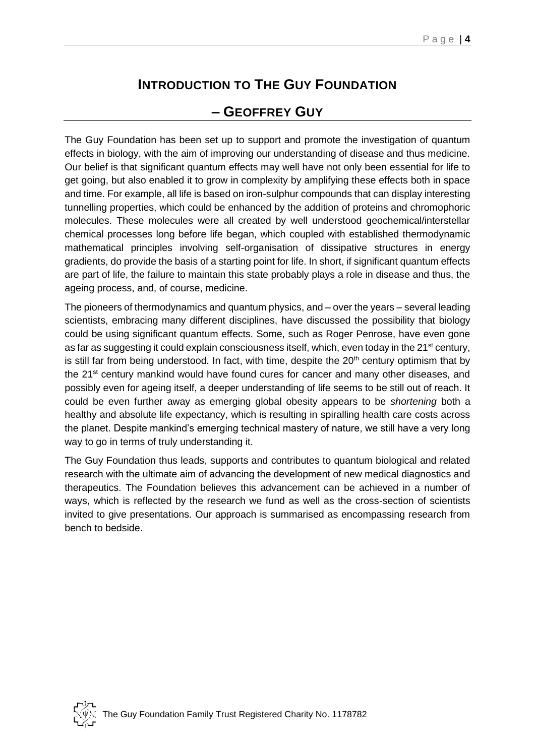# Introduction to The Guy Foundation

## – Geoffrey Guy

The Guy Foundation has been set up to support and promote the investigation of quantum effects in biology, with the aim of improving our understanding of disease and thus medicine. Our belief is that significant quantum effects may well have not only been essential for life to get going, but also enabled it to grow in complexity by amplifying these effects both in space and time. For example, all life is based on iron-sulphur compounds that can display interesting tunnelling properties, which could be enhanced by the addition of proteins and chromophoric molecules. These molecules were all created by well understood geochemical/interstellar chemical processes long before life began, which coupled with established thermodynamic mathematical principles involving self-organisation of dissipative structures in energy gradients, do provide the basis of a starting point for life. In short, if significant quantum effects are part of life, the failure to maintain this state probably plays a role in disease and thus, the ageing process, and, of course, medicine.

The pioneers of thermodynamics and quantum physics, and – over the years – several leading scientists, embracing many different disciplines, have discussed the possibility that biology could be using significant quantum effects. Some, such as Roger Penrose, have even gone as far as suggesting it could explain consciousness itself, which, even today in the 21st century, is still far from being understood. In fact, with time, despite the 20th century optimism that by the 21st century mankind would have found cures for cancer and many other diseases, and possibly even for ageing itself, a deeper understanding of life seems to be still out of reach. It could be even further away as emerging global obesity appears to be *shortening* both a healthy and absolute life expectancy, which is resulting in spiralling health care costs across the planet. Despite mankind's emerging technical mastery of nature, we still have a very long way to go in terms of truly understanding it.

The Guy Foundation thus leads, supports and contributes to quantum biological and related research with the ultimate aim of advancing the development of new medical diagnostics and therapeutics. The Foundation believes this advancement can be achieved in a number of ways, which is reflected by the research we fund as well as the cross-section of scientists invited to give presentations. Our approach is summarised as encompassing research from bench to bedside.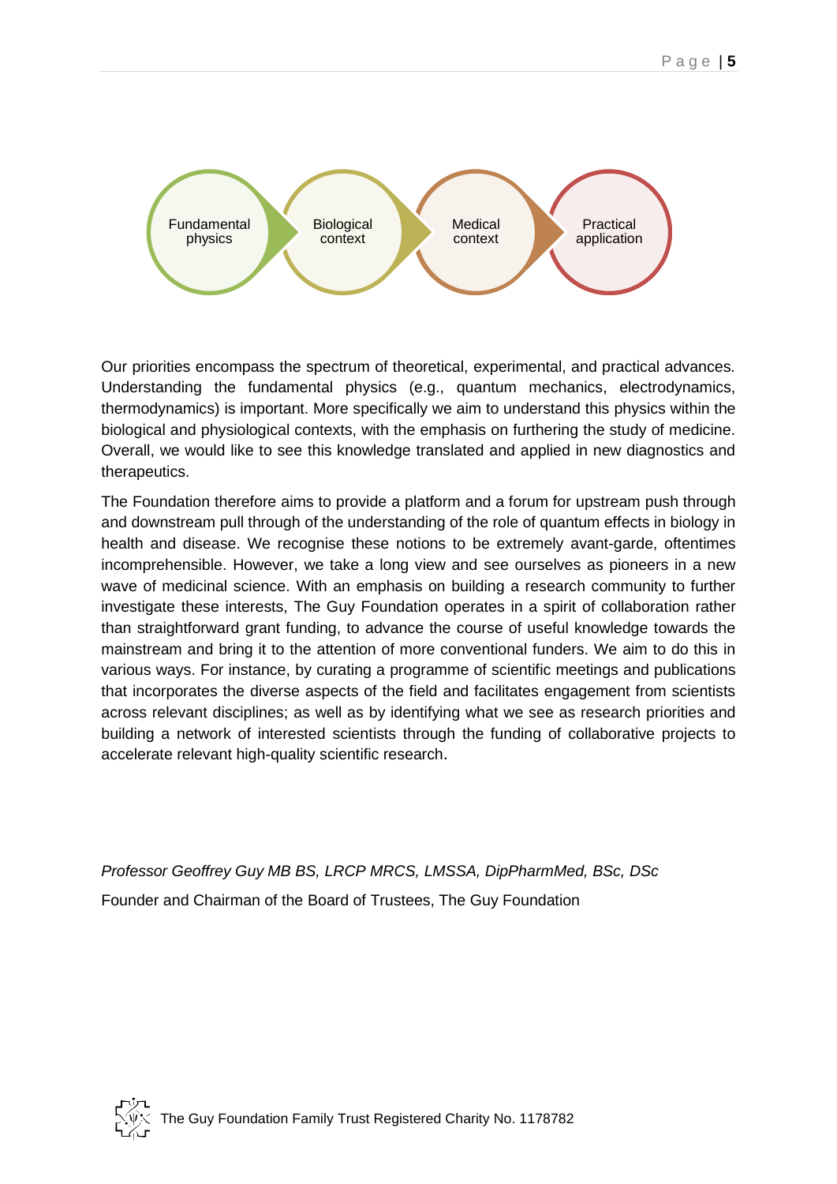Fundamental physics → Biological context → Medical context → Practical application

Our priorities encompass the spectrum of theoretical, experimental, and practical advances. Understanding the fundamental physics (e.g., quantum mechanics, electrodynamics, thermodynamics) is important. More specifically we aim to understand this physics within the biological and physiological contexts, with the emphasis on furthering the study of medicine. Overall, we would like to see this knowledge translated and applied in new diagnostics and therapeutics.

The Foundation therefore aims to provide a platform and a forum for upstream push through and downstream pull through of the understanding of the role of quantum effects in biology in health and disease. We recognise these notions to be extremely avant-garde, oftentimes incomprehensible. However, we take a long view and see ourselves as pioneers in a new wave of medicinal science. With an emphasis on building a research community to further investigate these interests, The Guy Foundation operates in a spirit of collaboration rather than straightforward grant funding, to advance the course of useful knowledge towards the mainstream and bring it to the attention of more conventional funders. We aim to do this in various ways. For instance, by curating a programme of scientific meetings and publications that incorporates the diverse aspects of the field and facilitates engagement from scientists across relevant disciplines; as well as by identifying what we see as research priorities and building a network of interested scientists through the funding of collaborative projects to accelerate relevant high-quality scientific research.

*Professor Geoffrey Guy MB BS, LRCP MRCS, LMSSA, DipPharmMed, BSc, DSc*

Founder and Chairman of the Board of Trustees, The Guy Foundation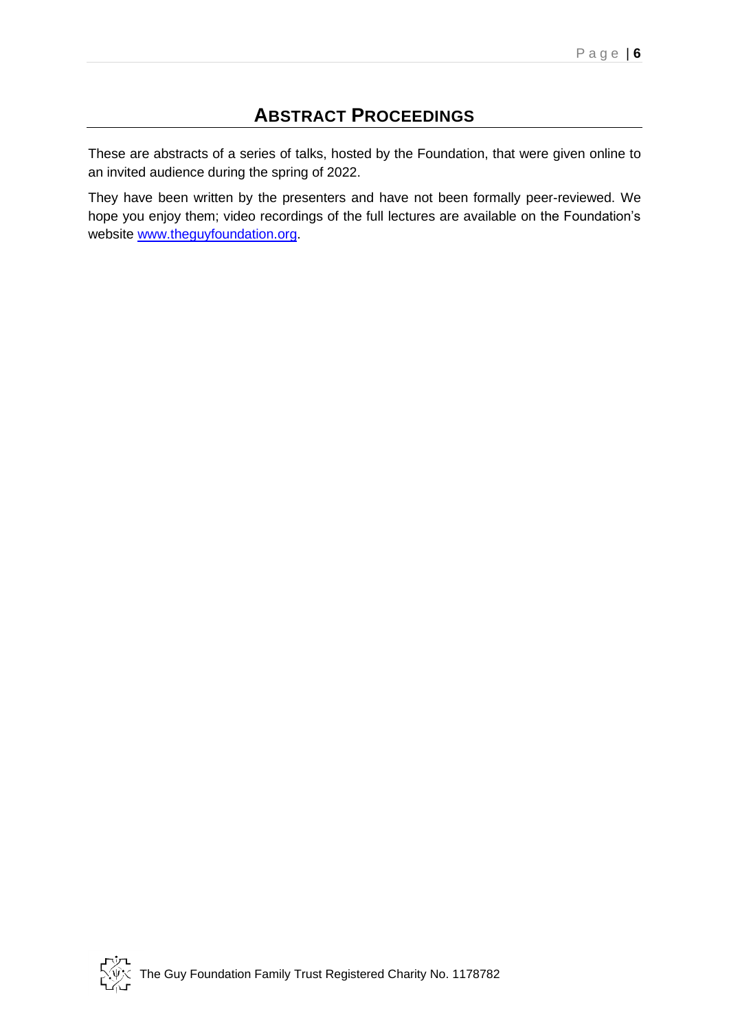# ABSTRACT PROCEEDINGS

These are abstracts of a series of talks, hosted by the Foundation, that were given online to an invited audience during the spring of 2022.

They have been written by the presenters and have not been formally peer-reviewed. We hope you enjoy them; video recordings of the full lectures are available on the Foundation's website [www.theguyfoundation.org](http://www.theguyfoundation.org).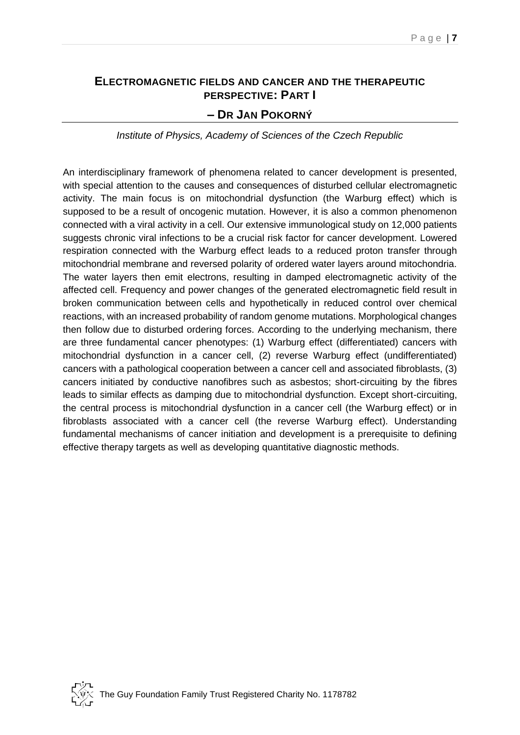## ELECTROMAGNETIC FIELDS AND CANCER AND THE THERAPEUTIC PERSPECTIVE: PART I

### – DR JAN POKORNÝ

*Institute of Physics, Academy of Sciences of the Czech Republic*

An interdisciplinary framework of phenomena related to cancer development is presented, with special attention to the causes and consequences of disturbed cellular electromagnetic activity. The main focus is on mitochondrial dysfunction (the Warburg effect) which is supposed to be a result of oncogenic mutation. However, it is also a common phenomenon connected with a viral activity in a cell. Our extensive immunological study on 12,000 patients suggests chronic viral infections to be a crucial risk factor for cancer development. Lowered respiration connected with the Warburg effect leads to a reduced proton transfer through mitochondrial membrane and reversed polarity of ordered water layers around mitochondria. The water layers then emit electrons, resulting in damped electromagnetic activity of the affected cell. Frequency and power changes of the generated electromagnetic field result in broken communication between cells and hypothetically in reduced control over chemical reactions, with an increased probability of random genome mutations. Morphological changes then follow due to disturbed ordering forces. According to the underlying mechanism, there are three fundamental cancer phenotypes: (1) Warburg effect (differentiated) cancers with mitochondrial dysfunction in a cancer cell, (2) reverse Warburg effect (undifferentiated) cancers with a pathological cooperation between a cancer cell and associated fibroblasts, (3) cancers initiated by conductive nanofibres such as asbestos; short-circuiting by the fibres leads to similar effects as damping due to mitochondrial dysfunction. Except short-circuiting, the central process is mitochondrial dysfunction in a cancer cell (the Warburg effect) or in fibroblasts associated with a cancer cell (the reverse Warburg effect). Understanding fundamental mechanisms of cancer initiation and development is a prerequisite to defining effective therapy targets as well as developing quantitative diagnostic methods.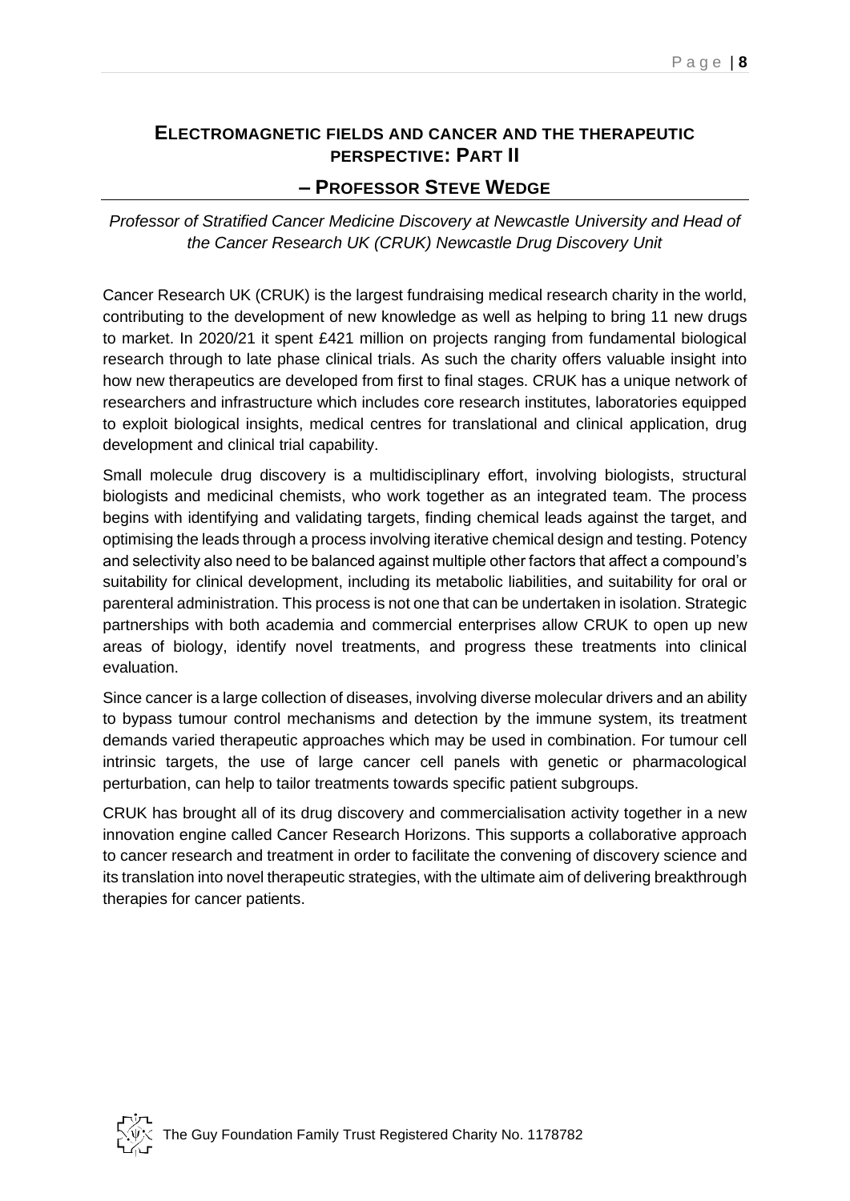## Electromagnetic fields and cancer and the therapeutic perspective: Part II – Professor Steve Wedge

*Professor of Stratified Cancer Medicine Discovery at Newcastle University and Head of the Cancer Research UK (CRUK) Newcastle Drug Discovery Unit*

Cancer Research UK (CRUK) is the largest fundraising medical research charity in the world, contributing to the development of new knowledge as well as helping to bring 11 new drugs to market. In 2020/21 it spent £421 million on projects ranging from fundamental biological research through to late phase clinical trials. As such the charity offers valuable insight into how new therapeutics are developed from first to final stages. CRUK has a unique network of researchers and infrastructure which includes core research institutes, laboratories equipped to exploit biological insights, medical centres for translational and clinical application, drug development and clinical trial capability.

Small molecule drug discovery is a multidisciplinary effort, involving biologists, structural biologists and medicinal chemists, who work together as an integrated team. The process begins with identifying and validating targets, finding chemical leads against the target, and optimising the leads through a process involving iterative chemical design and testing. Potency and selectivity also need to be balanced against multiple other factors that affect a compound's suitability for clinical development, including its metabolic liabilities, and suitability for oral or parenteral administration. This process is not one that can be undertaken in isolation. Strategic partnerships with both academia and commercial enterprises allow CRUK to open up new areas of biology, identify novel treatments, and progress these treatments into clinical evaluation.

Since cancer is a large collection of diseases, involving diverse molecular drivers and an ability to bypass tumour control mechanisms and detection by the immune system, its treatment demands varied therapeutic approaches which may be used in combination. For tumour cell intrinsic targets, the use of large cancer cell panels with genetic or pharmacological perturbation, can help to tailor treatments towards specific patient subgroups.

CRUK has brought all of its drug discovery and commercialisation activity together in a new innovation engine called Cancer Research Horizons. This supports a collaborative approach to cancer research and treatment in order to facilitate the convening of discovery science and its translation into novel therapeutic strategies, with the ultimate aim of delivering breakthrough therapies for cancer patients.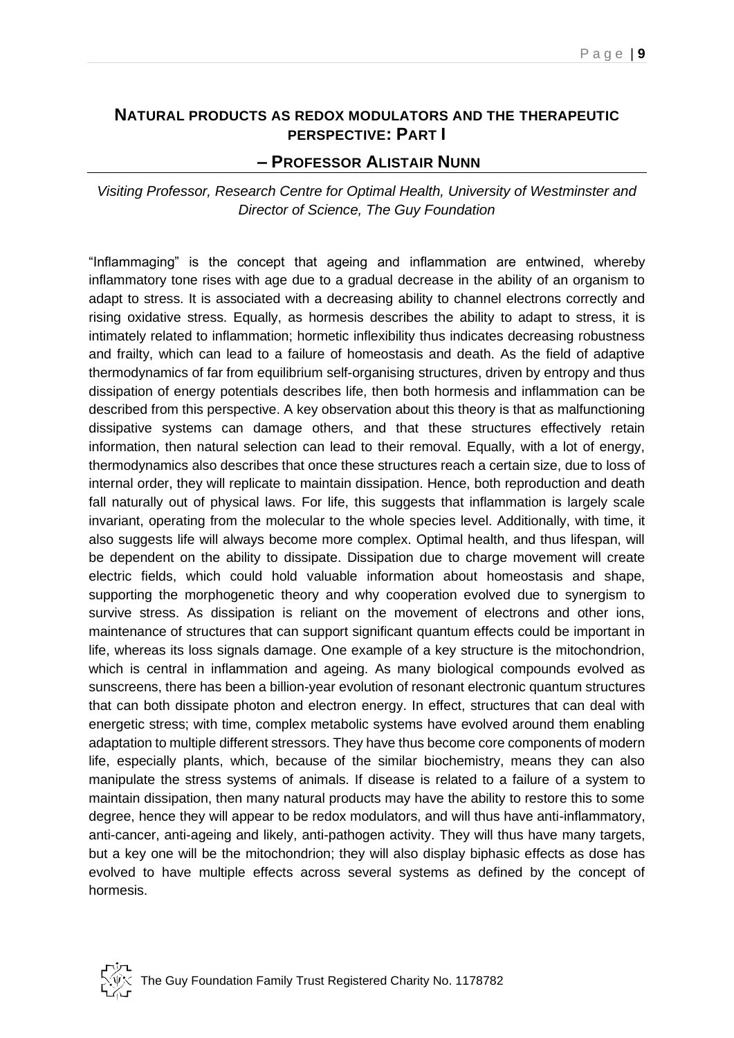## **Natural products as redox modulators and the therapeutic perspective: Part I**

## **– Professor Alistair Nunn**

*Visiting Professor, Research Centre for Optimal Health, University of Westminster and Director of Science, The Guy Foundation*

"Inflammaging" is the concept that ageing and inflammation are entwined, whereby inflammatory tone rises with age due to a gradual decrease in the ability of an organism to adapt to stress. It is associated with a decreasing ability to channel electrons correctly and rising oxidative stress. Equally, as hormesis describes the ability to adapt to stress, it is intimately related to inflammation; hormetic inflexibility thus indicates decreasing robustness and frailty, which can lead to a failure of homeostasis and death. As the field of adaptive thermodynamics of far from equilibrium self-organising structures, driven by entropy and thus dissipation of energy potentials describes life, then both hormesis and inflammation can be described from this perspective. A key observation about this theory is that as malfunctioning dissipative systems can damage others, and that these structures effectively retain information, then natural selection can lead to their removal. Equally, with a lot of energy, thermodynamics also describes that once these structures reach a certain size, due to loss of internal order, they will replicate to maintain dissipation. Hence, both reproduction and death fall naturally out of physical laws. For life, this suggests that inflammation is largely scale invariant, operating from the molecular to the whole species level. Additionally, with time, it also suggests life will always become more complex. Optimal health, and thus lifespan, will be dependent on the ability to dissipate. Dissipation due to charge movement will create electric fields, which could hold valuable information about homeostasis and shape, supporting the morphogenetic theory and why cooperation evolved due to synergism to survive stress. As dissipation is reliant on the movement of electrons and other ions, maintenance of structures that can support significant quantum effects could be important in life, whereas its loss signals damage. One example of a key structure is the mitochondrion, which is central in inflammation and ageing. As many biological compounds evolved as sunscreens, there has been a billion-year evolution of resonant electronic quantum structures that can both dissipate photon and electron energy. In effect, structures that can deal with energetic stress; with time, complex metabolic systems have evolved around them enabling adaptation to multiple different stressors. They have thus become core components of modern life, especially plants, which, because of the similar biochemistry, means they can also manipulate the stress systems of animals. If disease is related to a failure of a system to maintain dissipation, then many natural products may have the ability to restore this to some degree, hence they will appear to be redox modulators, and will thus have anti-inflammatory, anti-cancer, anti-ageing and likely, anti-pathogen activity. They will thus have many targets, but a key one will be the mitochondrion; they will also display biphasic effects as dose has evolved to have multiple effects across several systems as defined by the concept of hormesis.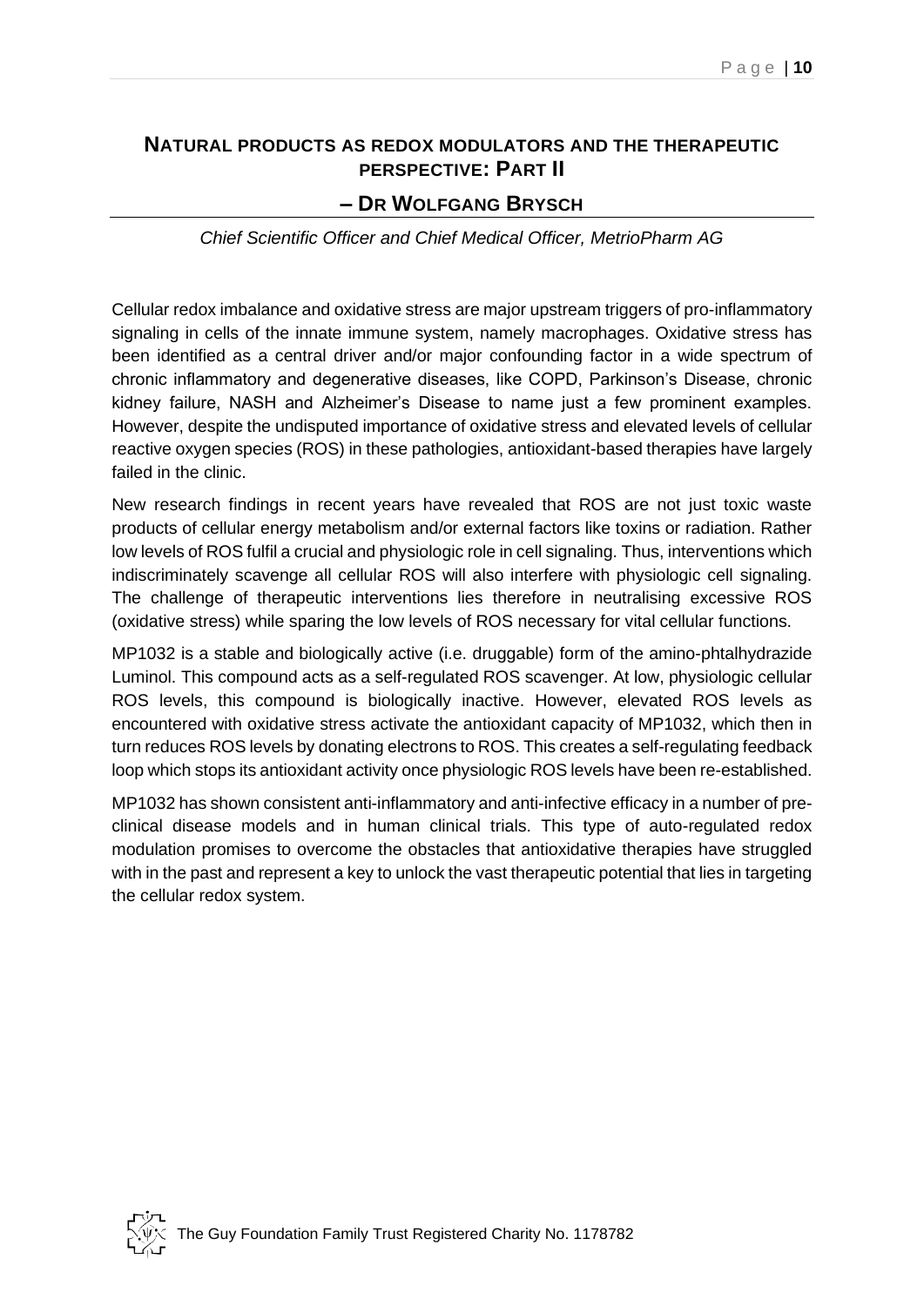## NATURAL PRODUCTS AS REDOX MODULATORS AND THE THERAPEUTIC PERSPECTIVE: PART II

## – DR WOLFGANG BRYSCH

*Chief Scientific Officer and Chief Medical Officer, MetrioPharm AG*

Cellular redox imbalance and oxidative stress are major upstream triggers of pro-inflammatory signaling in cells of the innate immune system, namely macrophages. Oxidative stress has been identified as a central driver and/or major confounding factor in a wide spectrum of chronic inflammatory and degenerative diseases, like COPD, Parkinson's Disease, chronic kidney failure, NASH and Alzheimer's Disease to name just a few prominent examples. However, despite the undisputed importance of oxidative stress and elevated levels of cellular reactive oxygen species (ROS) in these pathologies, antioxidant-based therapies have largely failed in the clinic.

New research findings in recent years have revealed that ROS are not just toxic waste products of cellular energy metabolism and/or external factors like toxins or radiation. Rather low levels of ROS fulfil a crucial and physiologic role in cell signaling. Thus, interventions which indiscriminately scavenge all cellular ROS will also interfere with physiologic cell signaling. The challenge of therapeutic interventions lies therefore in neutralising excessive ROS (oxidative stress) while sparing the low levels of ROS necessary for vital cellular functions.

MP1032 is a stable and biologically active (i.e. druggable) form of the amino-phtalhydrazide Luminol. This compound acts as a self-regulated ROS scavenger. At low, physiologic cellular ROS levels, this compound is biologically inactive. However, elevated ROS levels as encountered with oxidative stress activate the antioxidant capacity of MP1032, which then in turn reduces ROS levels by donating electrons to ROS. This creates a self-regulating feedback loop which stops its antioxidant activity once physiologic ROS levels have been re-established.

MP1032 has shown consistent anti-inflammatory and anti-infective efficacy in a number of pre-clinical disease models and in human clinical trials. This type of auto-regulated redox modulation promises to overcome the obstacles that antioxidative therapies have struggled with in the past and represent a key to unlock the vast therapeutic potential that lies in targeting the cellular redox system.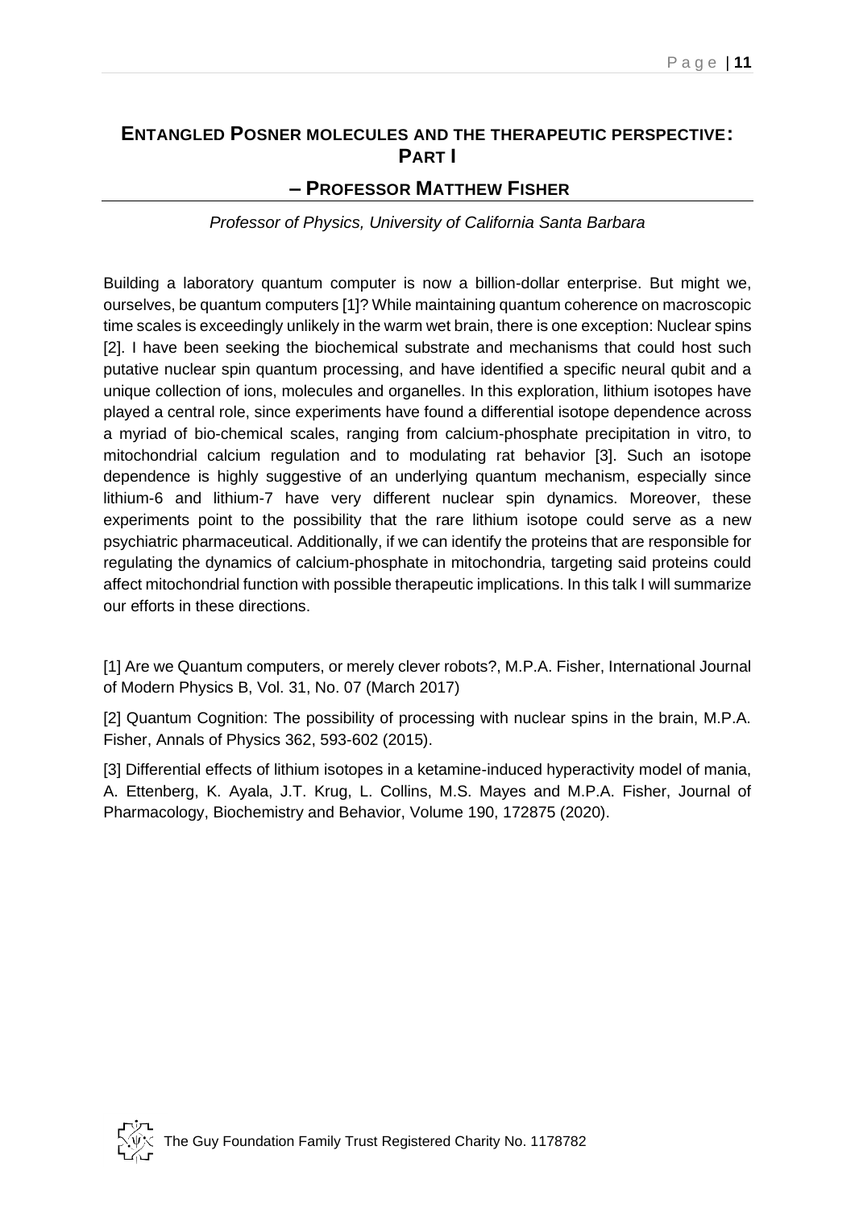## Entangled Posner molecules and the therapeutic perspective: Part I

## – Professor Matthew Fisher

*Professor of Physics, University of California Santa Barbara*

Building a laboratory quantum computer is now a billion-dollar enterprise. But might we, ourselves, be quantum computers [1]? While maintaining quantum coherence on macroscopic time scales is exceedingly unlikely in the warm wet brain, there is one exception: Nuclear spins [2]. I have been seeking the biochemical substrate and mechanisms that could host such putative nuclear spin quantum processing, and have identified a specific neural qubit and a unique collection of ions, molecules and organelles. In this exploration, lithium isotopes have played a central role, since experiments have found a differential isotope dependence across a myriad of bio-chemical scales, ranging from calcium-phosphate precipitation in vitro, to mitochondrial calcium regulation and to modulating rat behavior [3]. Such an isotope dependence is highly suggestive of an underlying quantum mechanism, especially since lithium-6 and lithium-7 have very different nuclear spin dynamics. Moreover, these experiments point to the possibility that the rare lithium isotope could serve as a new psychiatric pharmaceutical. Additionally, if we can identify the proteins that are responsible for regulating the dynamics of calcium-phosphate in mitochondria, targeting said proteins could affect mitochondrial function with possible therapeutic implications. In this talk I will summarize our efforts in these directions.

[1] Are we Quantum computers, or merely clever robots?, M.P.A. Fisher, International Journal of Modern Physics B, Vol. 31, No. 07 (March 2017)

[2] Quantum Cognition: The possibility of processing with nuclear spins in the brain, M.P.A. Fisher, Annals of Physics 362, 593-602 (2015).

[3] Differential effects of lithium isotopes in a ketamine-induced hyperactivity model of mania, A. Ettenberg, K. Ayala, J.T. Krug, L. Collins, M.S. Mayes and M.P.A. Fisher, Journal of Pharmacology, Biochemistry and Behavior, Volume 190, 172875 (2020).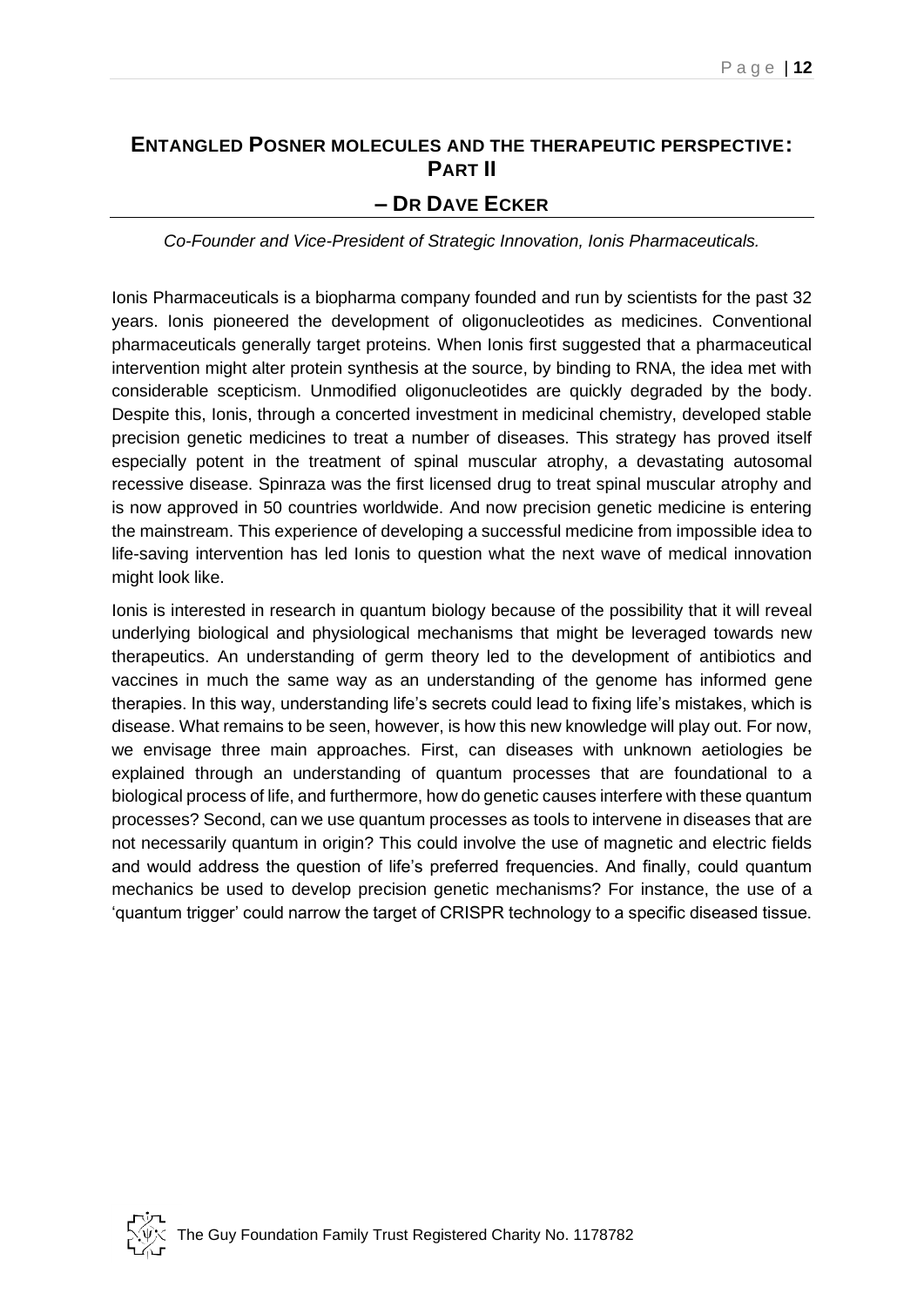## ENTANGLED POSNER MOLECULES AND THE THERAPEUTIC PERSPECTIVE: PART II

## – DR DAVE ECKER

*Co-Founder and Vice-President of Strategic Innovation, Ionis Pharmaceuticals.*

Ionis Pharmaceuticals is a biopharma company founded and run by scientists for the past 32 years. Ionis pioneered the development of oligonucleotides as medicines. Conventional pharmaceuticals generally target proteins. When Ionis first suggested that a pharmaceutical intervention might alter protein synthesis at the source, by binding to RNA, the idea met with considerable scepticism. Unmodified oligonucleotides are quickly degraded by the body. Despite this, Ionis, through a concerted investment in medicinal chemistry, developed stable precision genetic medicines to treat a number of diseases. This strategy has proved itself especially potent in the treatment of spinal muscular atrophy, a devastating autosomal recessive disease. Spinraza was the first licensed drug to treat spinal muscular atrophy and is now approved in 50 countries worldwide. And now precision genetic medicine is entering the mainstream. This experience of developing a successful medicine from impossible idea to life-saving intervention has led Ionis to question what the next wave of medical innovation might look like.

Ionis is interested in research in quantum biology because of the possibility that it will reveal underlying biological and physiological mechanisms that might be leveraged towards new therapeutics. An understanding of germ theory led to the development of antibiotics and vaccines in much the same way as an understanding of the genome has informed gene therapies. In this way, understanding life's secrets could lead to fixing life's mistakes, which is disease. What remains to be seen, however, is how this new knowledge will play out. For now, we envisage three main approaches. First, can diseases with unknown aetiologies be explained through an understanding of quantum processes that are foundational to a biological process of life, and furthermore, how do genetic causes interfere with these quantum processes? Second, can we use quantum processes as tools to intervene in diseases that are not necessarily quantum in origin? This could involve the use of magnetic and electric fields and would address the question of life's preferred frequencies. And finally, could quantum mechanics be used to develop precision genetic mechanisms? For instance, the use of a 'quantum trigger' could narrow the target of CRISPR technology to a specific diseased tissue.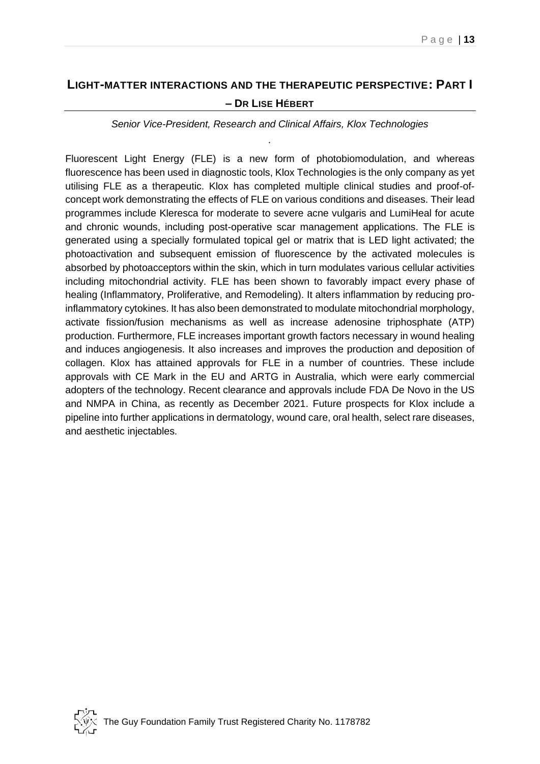## Light-matter interactions and the therapeutic perspective: Part I – Dr Lise Hébert

*Senior Vice-President, Research and Clinical Affairs, Klox Technologies*

Fluorescent Light Energy (FLE) is a new form of photobiomodulation, and whereas fluorescence has been used in diagnostic tools, Klox Technologies is the only company as yet utilising FLE as a therapeutic. Klox has completed multiple clinical studies and proof-of-concept work demonstrating the effects of FLE on various conditions and diseases. Their lead programmes include Kleresca for moderate to severe acne vulgaris and LumiHeal for acute and chronic wounds, including post-operative scar management applications. The FLE is generated using a specially formulated topical gel or matrix that is LED light activated; the photoactivation and subsequent emission of fluorescence by the activated molecules is absorbed by photoacceptors within the skin, which in turn modulates various cellular activities including mitochondrial activity. FLE has been shown to favorably impact every phase of healing (Inflammatory, Proliferative, and Remodeling). It alters inflammation by reducing pro-inflammatory cytokines. It has also been demonstrated to modulate mitochondrial morphology, activate fission/fusion mechanisms as well as increase adenosine triphosphate (ATP) production. Furthermore, FLE increases important growth factors necessary in wound healing and induces angiogenesis. It also increases and improves the production and deposition of collagen. Klox has attained approvals for FLE in a number of countries. These include approvals with CE Mark in the EU and ARTG in Australia, which were early commercial adopters of the technology. Recent clearance and approvals include FDA De Novo in the US and NMPA in China, as recently as December 2021. Future prospects for Klox include a pipeline into further applications in dermatology, wound care, oral health, select rare diseases, and aesthetic injectables.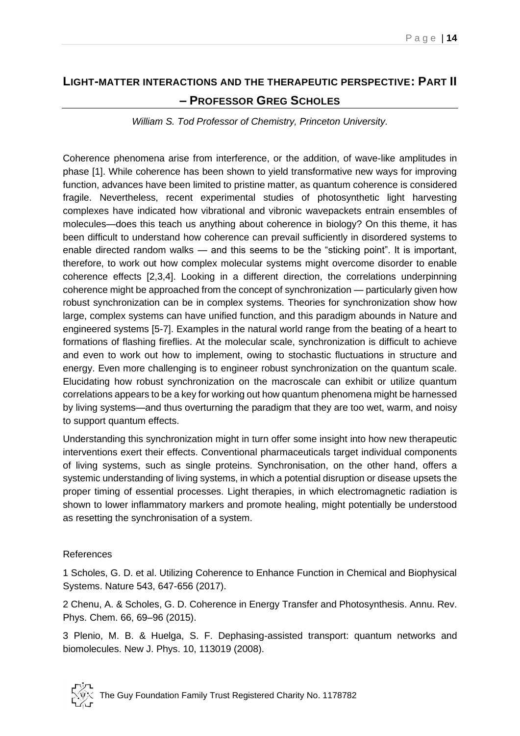## Light-matter interactions and the therapeutic perspective: Part II – Professor Greg Scholes

*William S. Tod Professor of Chemistry, Princeton University.*

Coherence phenomena arise from interference, or the addition, of wave-like amplitudes in phase [1]. While coherence has been shown to yield transformative new ways for improving function, advances have been limited to pristine matter, as quantum coherence is considered fragile. Nevertheless, recent experimental studies of photosynthetic light harvesting complexes have indicated how vibrational and vibronic wavepackets entrain ensembles of molecules—does this teach us anything about coherence in biology? On this theme, it has been difficult to understand how coherence can prevail sufficiently in disordered systems to enable directed random walks — and this seems to be the "sticking point". It is important, therefore, to work out how complex molecular systems might overcome disorder to enable coherence effects [2,3,4]. Looking in a different direction, the correlations underpinning coherence might be approached from the concept of synchronization — particularly given how robust synchronization can be in complex systems. Theories for synchronization show how large, complex systems can have unified function, and this paradigm abounds in Nature and engineered systems [5-7]. Examples in the natural world range from the beating of a heart to formations of flashing fireflies. At the molecular scale, synchronization is difficult to achieve and even to work out how to implement, owing to stochastic fluctuations in structure and energy. Even more challenging is to engineer robust synchronization on the quantum scale. Elucidating how robust synchronization on the macroscale can exhibit or utilize quantum correlations appears to be a key for working out how quantum phenomena might be harnessed by living systems—and thus overturning the paradigm that they are too wet, warm, and noisy to support quantum effects.

Understanding this synchronization might in turn offer some insight into how new therapeutic interventions exert their effects. Conventional pharmaceuticals target individual components of living systems, such as single proteins. Synchronisation, on the other hand, offers a systemic understanding of living systems, in which a potential disruption or disease upsets the proper timing of essential processes. Light therapies, in which electromagnetic radiation is shown to lower inflammatory markers and promote healing, might potentially be understood as resetting the synchronisation of a system.

References

1 Scholes, G. D. et al. Utilizing Coherence to Enhance Function in Chemical and Biophysical Systems. Nature 543, 647-656 (2017).

2 Chenu, A. & Scholes, G. D. Coherence in Energy Transfer and Photosynthesis. Annu. Rev. Phys. Chem. 66, 69–96 (2015).

3 Plenio, M. B. & Huelga, S. F. Dephasing-assisted transport: quantum networks and biomolecules. New J. Phys. 10, 113019 (2008).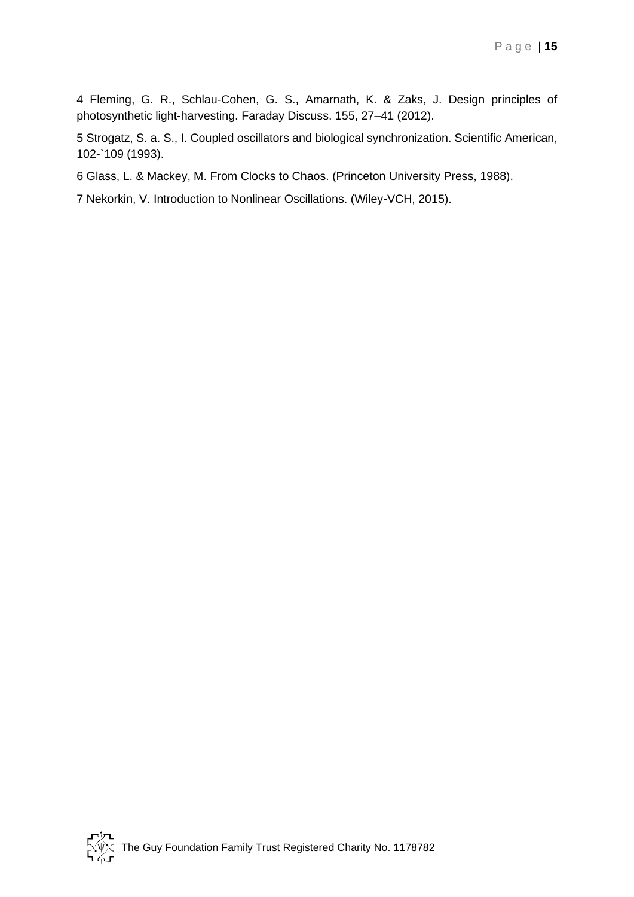4 Fleming, G. R., Schlau-Cohen, G. S., Amarnath, K. & Zaks, J. Design principles of photosynthetic light-harvesting. Faraday Discuss. 155, 27–41 (2012).

5 Strogatz, S. a. S., I. Coupled oscillators and biological synchronization. Scientific American, 102-`109 (1993).

6 Glass, L. & Mackey, M. From Clocks to Chaos. (Princeton University Press, 1988).

7 Nekorkin, V. Introduction to Nonlinear Oscillations. (Wiley-VCH, 2015).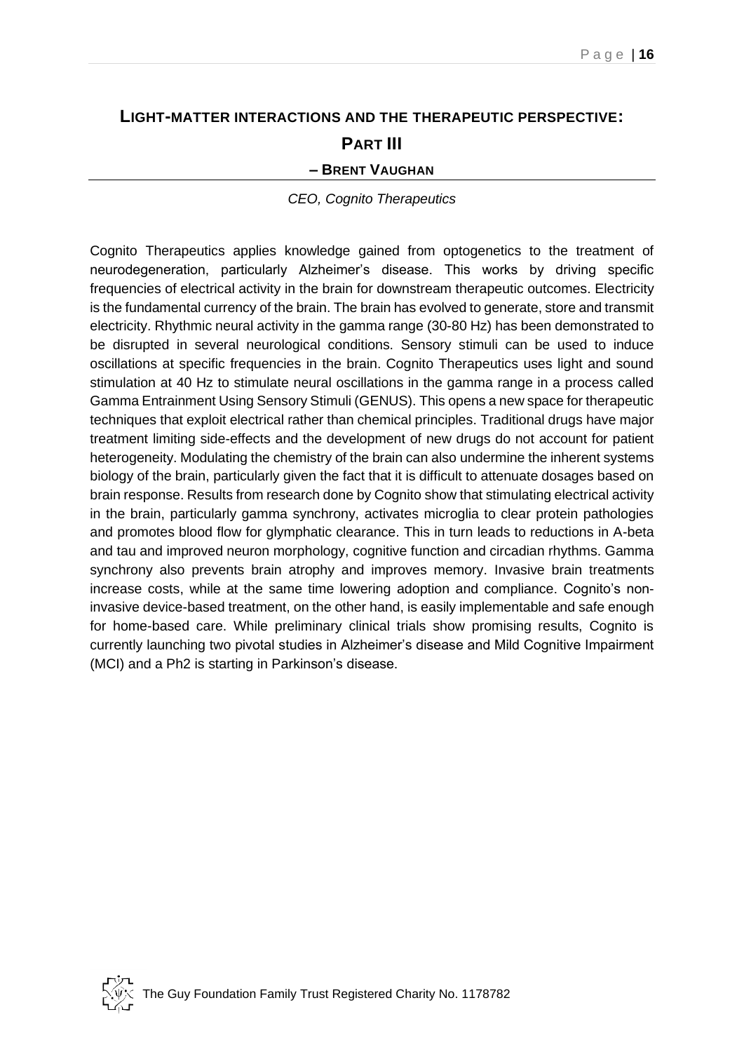## LIGHT-MATTER INTERACTIONS AND THE THERAPEUTIC PERSPECTIVE: PART III

### – BRENT VAUGHAN

*CEO, Cognito Therapeutics*

Cognito Therapeutics applies knowledge gained from optogenetics to the treatment of neurodegeneration, particularly Alzheimer's disease. This works by driving specific frequencies of electrical activity in the brain for downstream therapeutic outcomes. Electricity is the fundamental currency of the brain. The brain has evolved to generate, store and transmit electricity. Rhythmic neural activity in the gamma range (30-80 Hz) has been demonstrated to be disrupted in several neurological conditions. Sensory stimuli can be used to induce oscillations at specific frequencies in the brain. Cognito Therapeutics uses light and sound stimulation at 40 Hz to stimulate neural oscillations in the gamma range in a process called Gamma Entrainment Using Sensory Stimuli (GENUS). This opens a new space for therapeutic techniques that exploit electrical rather than chemical principles. Traditional drugs have major treatment limiting side-effects and the development of new drugs do not account for patient heterogeneity. Modulating the chemistry of the brain can also undermine the inherent systems biology of the brain, particularly given the fact that it is difficult to attenuate dosages based on brain response. Results from research done by Cognito show that stimulating electrical activity in the brain, particularly gamma synchrony, activates microglia to clear protein pathologies and promotes blood flow for glymphatic clearance. This in turn leads to reductions in A-beta and tau and improved neuron morphology, cognitive function and circadian rhythms. Gamma synchrony also prevents brain atrophy and improves memory. Invasive brain treatments increase costs, while at the same time lowering adoption and compliance. Cognito's non-invasive device-based treatment, on the other hand, is easily implementable and safe enough for home-based care. While preliminary clinical trials show promising results, Cognito is currently launching two pivotal studies in Alzheimer's disease and Mild Cognitive Impairment (MCI) and a Ph2 is starting in Parkinson's disease.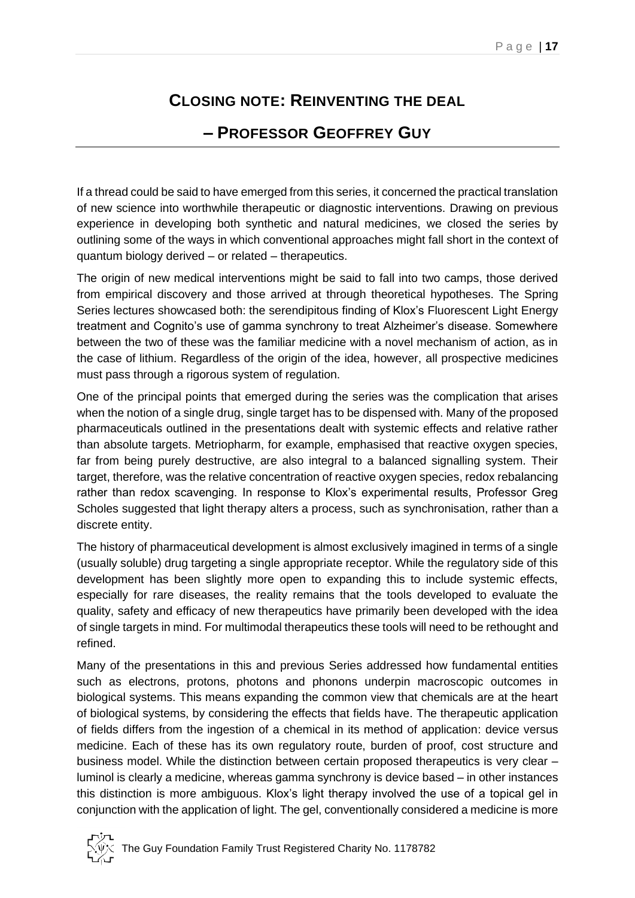## CLOSING NOTE: REINVENTING THE DEAL

## – PROFESSOR GEOFFREY GUY

If a thread could be said to have emerged from this series, it concerned the practical translation of new science into worthwhile therapeutic or diagnostic interventions. Drawing on previous experience in developing both synthetic and natural medicines, we closed the series by outlining some of the ways in which conventional approaches might fall short in the context of quantum biology derived – or related – therapeutics.

The origin of new medical interventions might be said to fall into two camps, those derived from empirical discovery and those arrived at through theoretical hypotheses. The Spring Series lectures showcased both: the serendipitous finding of Klox's Fluorescent Light Energy treatment and Cognito's use of gamma synchrony to treat Alzheimer's disease. Somewhere between the two of these was the familiar medicine with a novel mechanism of action, as in the case of lithium. Regardless of the origin of the idea, however, all prospective medicines must pass through a rigorous system of regulation.

One of the principal points that emerged during the series was the complication that arises when the notion of a single drug, single target has to be dispensed with. Many of the proposed pharmaceuticals outlined in the presentations dealt with systemic effects and relative rather than absolute targets. Metriopharm, for example, emphasised that reactive oxygen species, far from being purely destructive, are also integral to a balanced signalling system. Their target, therefore, was the relative concentration of reactive oxygen species, redox rebalancing rather than redox scavenging. In response to Klox's experimental results, Professor Greg Scholes suggested that light therapy alters a process, such as synchronisation, rather than a discrete entity.

The history of pharmaceutical development is almost exclusively imagined in terms of a single (usually soluble) drug targeting a single appropriate receptor. While the regulatory side of this development has been slightly more open to expanding this to include systemic effects, especially for rare diseases, the reality remains that the tools developed to evaluate the quality, safety and efficacy of new therapeutics have primarily been developed with the idea of single targets in mind. For multimodal therapeutics these tools will need to be rethought and refined.

Many of the presentations in this and previous Series addressed how fundamental entities such as electrons, protons, photons and phonons underpin macroscopic outcomes in biological systems. This means expanding the common view that chemicals are at the heart of biological systems, by considering the effects that fields have. The therapeutic application of fields differs from the ingestion of a chemical in its method of application: device versus medicine. Each of these has its own regulatory route, burden of proof, cost structure and business model. While the distinction between certain proposed therapeutics is very clear – luminol is clearly a medicine, whereas gamma synchrony is device based – in other instances this distinction is more ambiguous. Klox's light therapy involved the use of a topical gel in conjunction with the application of light. The gel, conventionally considered a medicine is more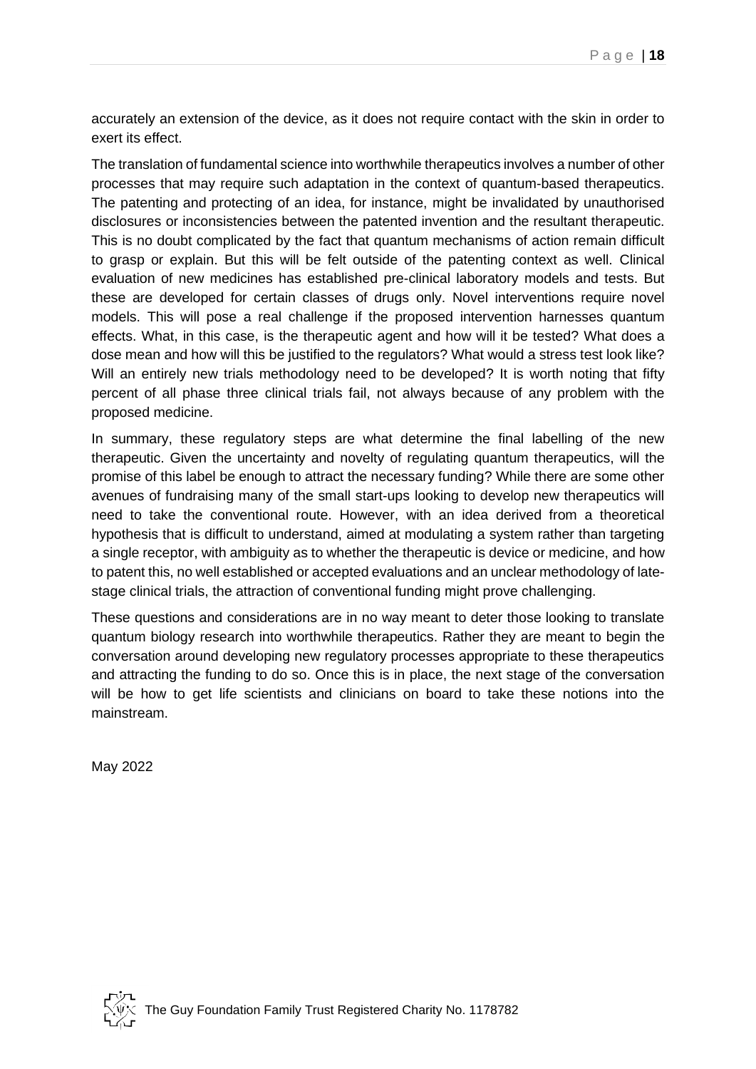accurately an extension of the device, as it does not require contact with the skin in order to exert its effect.

The translation of fundamental science into worthwhile therapeutics involves a number of other processes that may require such adaptation in the context of quantum-based therapeutics. The patenting and protecting of an idea, for instance, might be invalidated by unauthorised disclosures or inconsistencies between the patented invention and the resultant therapeutic. This is no doubt complicated by the fact that quantum mechanisms of action remain difficult to grasp or explain. But this will be felt outside of the patenting context as well. Clinical evaluation of new medicines has established pre-clinical laboratory models and tests. But these are developed for certain classes of drugs only. Novel interventions require novel models. This will pose a real challenge if the proposed intervention harnesses quantum effects. What, in this case, is the therapeutic agent and how will it be tested? What does a dose mean and how will this be justified to the regulators? What would a stress test look like? Will an entirely new trials methodology need to be developed? It is worth noting that fifty percent of all phase three clinical trials fail, not always because of any problem with the proposed medicine.

In summary, these regulatory steps are what determine the final labelling of the new therapeutic. Given the uncertainty and novelty of regulating quantum therapeutics, will the promise of this label be enough to attract the necessary funding? While there are some other avenues of fundraising many of the small start-ups looking to develop new therapeutics will need to take the conventional route. However, with an idea derived from a theoretical hypothesis that is difficult to understand, aimed at modulating a system rather than targeting a single receptor, with ambiguity as to whether the therapeutic is device or medicine, and how to patent this, no well established or accepted evaluations and an unclear methodology of late-stage clinical trials, the attraction of conventional funding might prove challenging.

These questions and considerations are in no way meant to deter those looking to translate quantum biology research into worthwhile therapeutics. Rather they are meant to begin the conversation around developing new regulatory processes appropriate to these therapeutics and attracting the funding to do so. Once this is in place, the next stage of the conversation will be how to get life scientists and clinicians on board to take these notions into the mainstream.

May 2022